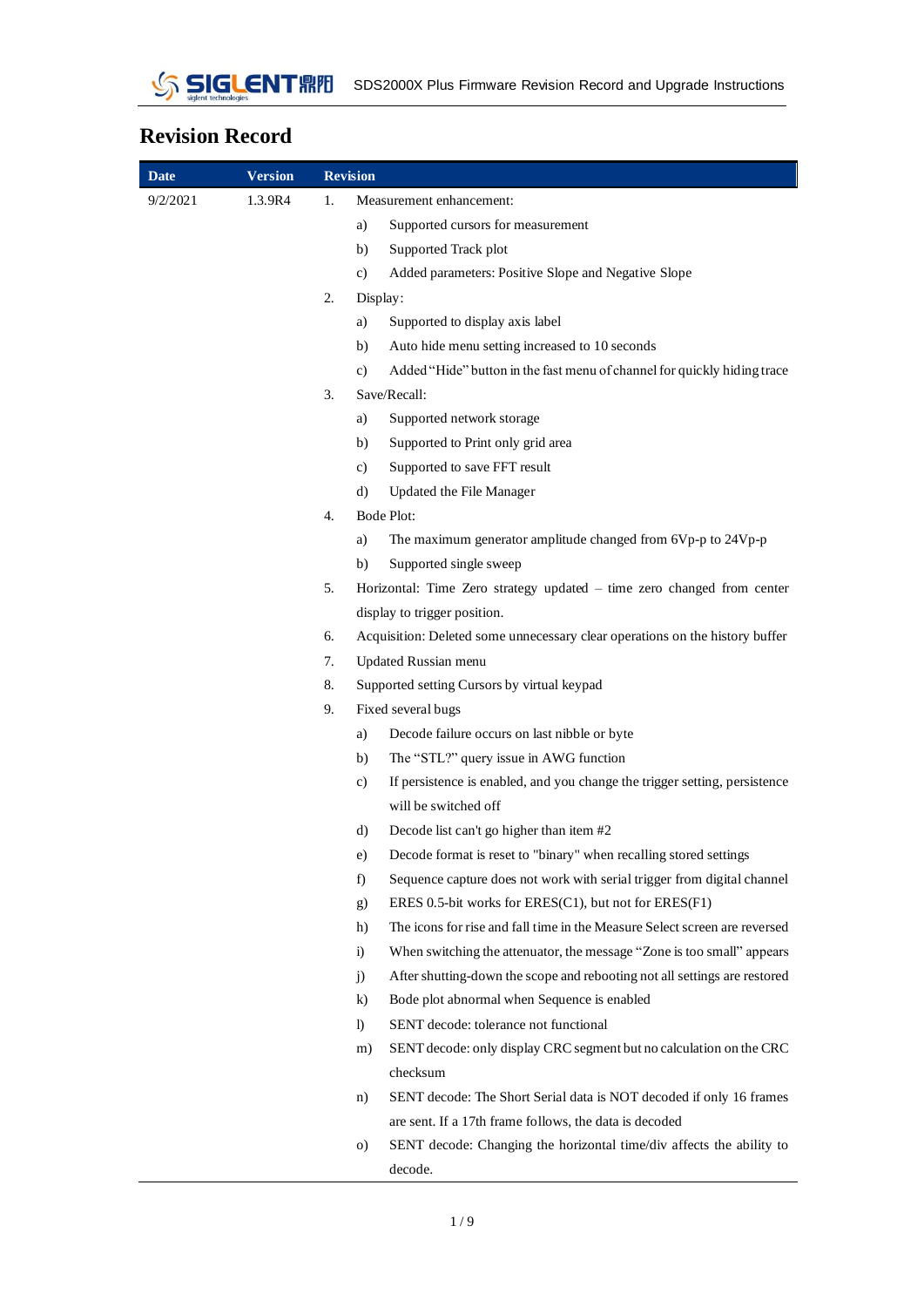# Revision Record

| Date | Version | Revision |
|---|---|---|
| 9/2/2021 | 1.3.9R4 | 1. Measurement enhancement:<br>a) Supported cursors for measurement<br>b) Supported Track plot<br>c) Added parameters: Positive Slope and Negative Slope<br>2. Display:<br>a) Supported to display axis label<br>b) Auto hide menu setting increased to 10 seconds<br>c) Added "Hide" button in the fast menu of channel for quickly hiding trace<br>3. Save/Recall:<br>a) Supported network storage<br>b) Supported to Print only grid area<br>c) Supported to save FFT result<br>d) Updated the File Manager<br>4. Bode Plot:<br>a) The maximum generator amplitude changed from 6Vp-p to 24Vp-p<br>b) Supported single sweep<br>5. Horizontal: Time Zero strategy updated – time zero changed from center display to trigger position.<br>6. Acquisition: Deleted some unnecessary clear operations on the history buffer<br>7. Updated Russian menu<br>8. Supported setting Cursors by virtual keypad<br>9. Fixed several bugs<br>a) Decode failure occurs on last nibble or byte<br>b) The "STL?" query issue in AWG function<br>c) If persistence is enabled, and you change the trigger setting, persistence will be switched off<br>d) Decode list can't go higher than item #2<br>e) Decode format is reset to "binary" when recalling stored settings<br>f) Sequence capture does not work with serial trigger from digital channel<br>g) ERES 0.5-bit works for ERES(C1), but not for ERES(F1)<br>h) The icons for rise and fall time in the Measure Select screen are reversed<br>i) When switching the attenuator, the message "Zone is too small" appears<br>j) After shutting-down the scope and rebooting not all settings are restored<br>k) Bode plot abnormal when Sequence is enabled<br>l) SENT decode: tolerance not functional<br>m) SENT decode: only display CRC segment but no calculation on the CRC checksum<br>n) SENT decode: The Short Serial data is NOT decoded if only 16 frames are sent. If a 17th frame follows, the data is decoded<br>o) SENT decode: Changing the horizontal time/div affects the ability to decode. |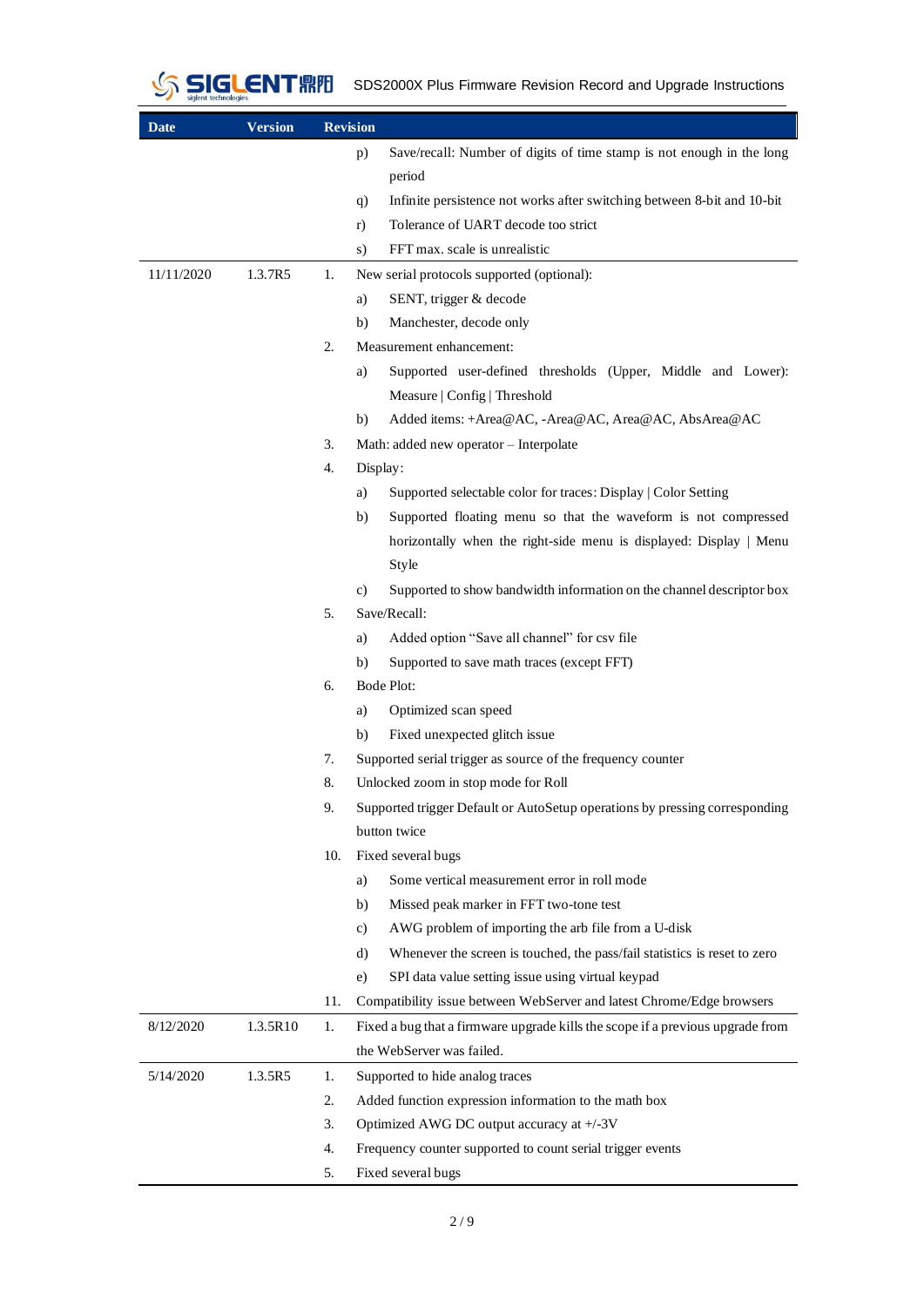| Date | Version | Revision |
|---|---|---|
| | | p) Save/recall: Number of digits of time stamp is not enough in the long period |
| | | q) Infinite persistence not works after switching between 8-bit and 10-bit |
| | | r) Tolerance of UART decode too strict |
| | | s) FFT max. scale is unrealistic |
| 11/11/2020 | 1.3.7R5 | 1. New serial protocols supported (optional): |
| | | a) SENT, trigger & decode |
| | | b) Manchester, decode only |
| | | 2. Measurement enhancement: |
| | | a) Supported user-defined thresholds (Upper, Middle and Lower): Measure \| Config \| Threshold |
| | | b) Added items: +Area@AC, -Area@AC, Area@AC, AbsArea@AC |
| | | 3. Math: added new operator – Interpolate |
| | | 4. Display: |
| | | a) Supported selectable color for traces: Display \| Color Setting |
| | | b) Supported floating menu so that the waveform is not compressed horizontally when the right-side menu is displayed: Display \| Menu Style |
| | | c) Supported to show bandwidth information on the channel descriptor box |
| | | 5. Save/Recall: |
| | | a) Added option "Save all channel" for csv file |
| | | b) Supported to save math traces (except FFT) |
| | | 6. Bode Plot: |
| | | a) Optimized scan speed |
| | | b) Fixed unexpected glitch issue |
| | | 7. Supported serial trigger as source of the frequency counter |
| | | 8. Unlocked zoom in stop mode for Roll |
| | | 9. Supported trigger Default or AutoSetup operations by pressing corresponding button twice |
| | | 10. Fixed several bugs |
| | | a) Some vertical measurement error in roll mode |
| | | b) Missed peak marker in FFT two-tone test |
| | | c) AWG problem of importing the arb file from a U-disk |
| | | d) Whenever the screen is touched, the pass/fail statistics is reset to zero |
| | | e) SPI data value setting issue using virtual keypad |
| | | 11. Compatibility issue between WebServer and latest Chrome/Edge browsers |
| 8/12/2020 | 1.3.5R10 | 1. Fixed a bug that a firmware upgrade kills the scope if a previous upgrade from the WebServer was failed. |
| 5/14/2020 | 1.3.5R5 | 1. Supported to hide analog traces |
| | | 2. Added function expression information to the math box |
| | | 3. Optimized AWG DC output accuracy at +/-3V |
| | | 4. Frequency counter supported to count serial trigger events |
| | | 5. Fixed several bugs |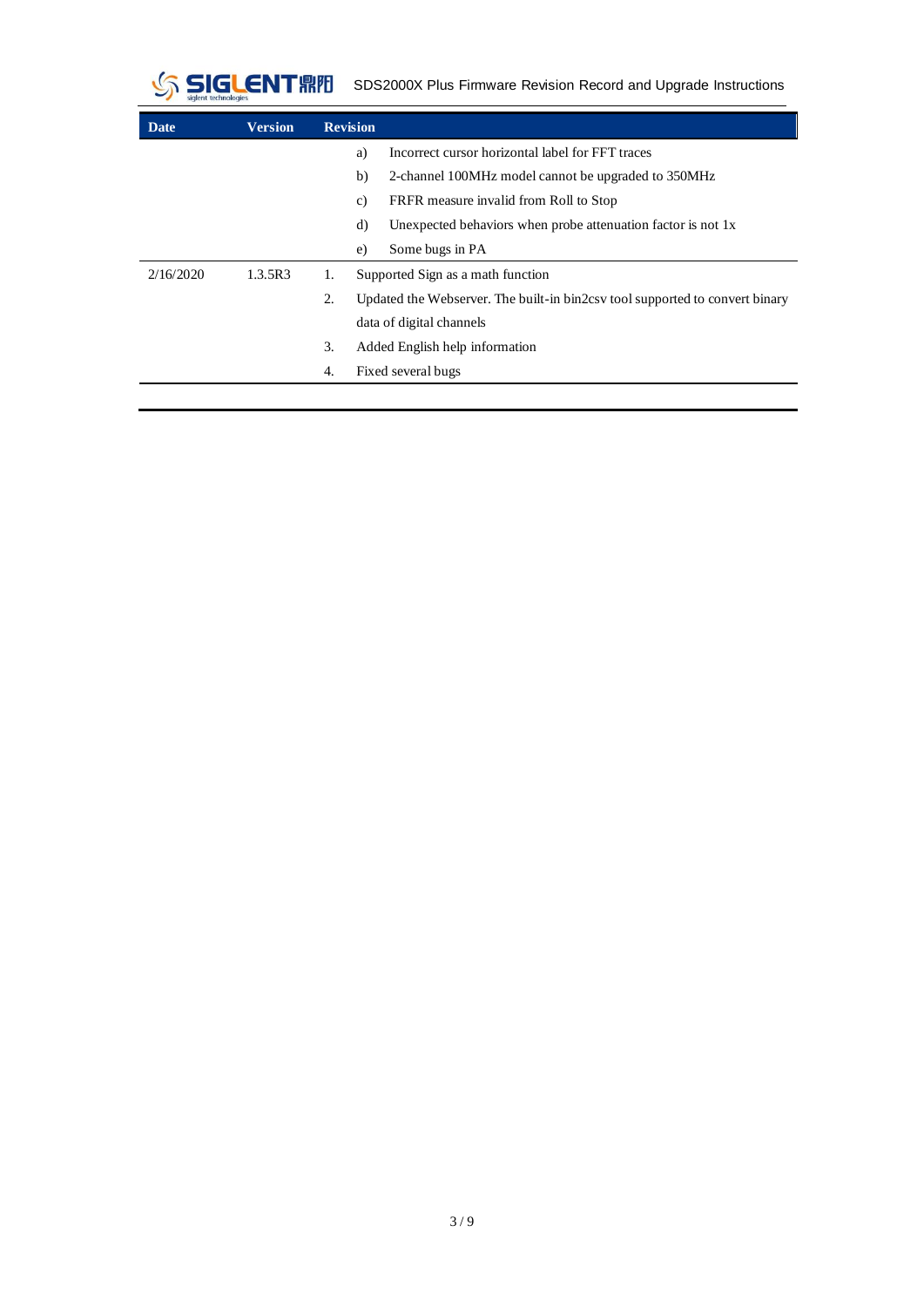| Date | Version | Revision |
|---|---|---|
| | | a) Incorrect cursor horizontal label for FFT traces<br>b) 2-channel 100MHz model cannot be upgraded to 350MHz<br>c) FRFR measure invalid from Roll to Stop<br>d) Unexpected behaviors when probe attenuation factor is not 1x<br>e) Some bugs in PA |
| 2/16/2020 | 1.3.5R3 | 1. Supported Sign as a math function<br>2. Updated the Webserver. The built-in bin2csv tool supported to convert binary data of digital channels<br>3. Added English help information<br>4. Fixed several bugs |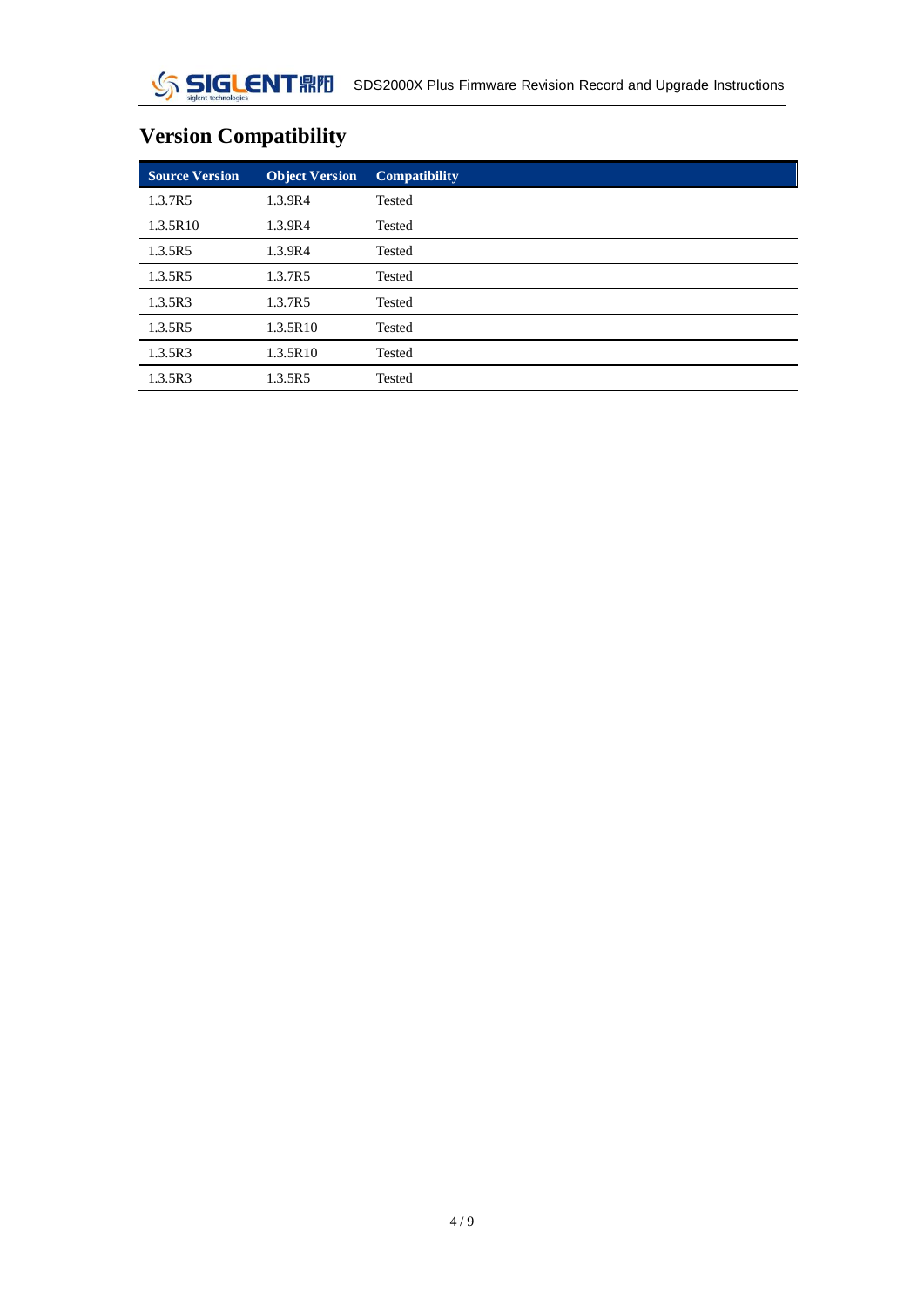## Version Compatibility

| Source Version | Object Version | Compatibility |
|---|---|---|
| 1.3.7R5 | 1.3.9R4 | Tested |
| 1.3.5R10 | 1.3.9R4 | Tested |
| 1.3.5R5 | 1.3.9R4 | Tested |
| 1.3.5R5 | 1.3.7R5 | Tested |
| 1.3.5R3 | 1.3.7R5 | Tested |
| 1.3.5R5 | 1.3.5R10 | Tested |
| 1.3.5R3 | 1.3.5R10 | Tested |
| 1.3.5R3 | 1.3.5R5 | Tested |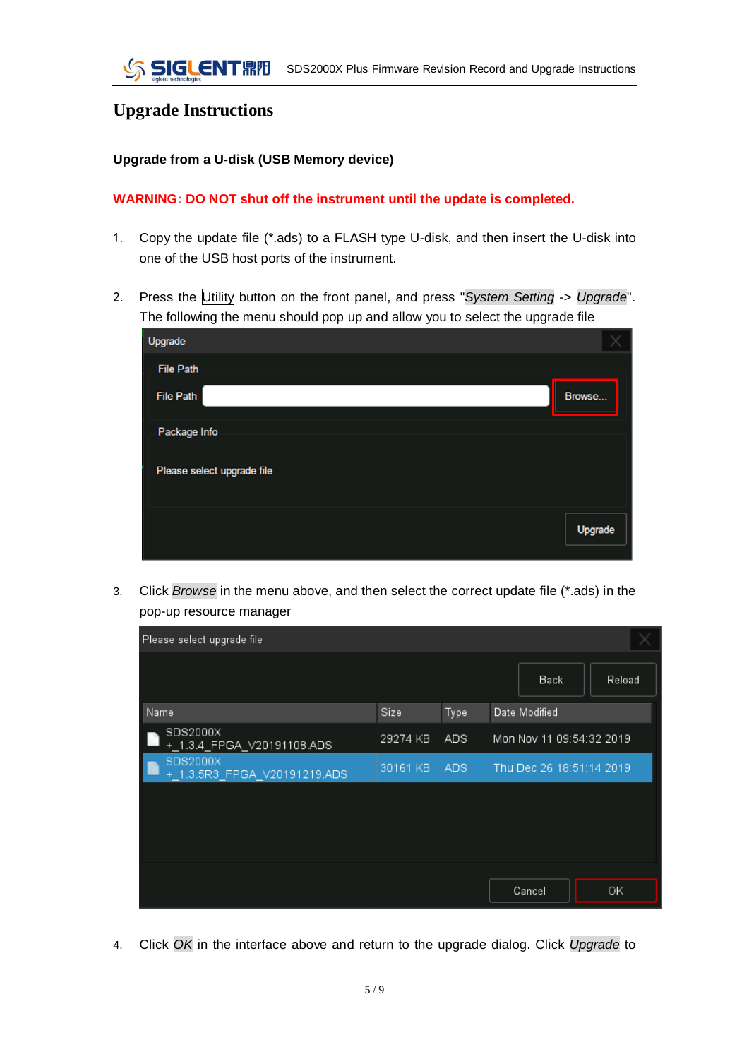# Upgrade Instructions

### Upgrade from a U-disk (USB Memory device)

**WARNING: DO NOT shut off the instrument until the update is completed.**

1. Copy the update file (*.ads) to a FLASH type U-disk, and then insert the U-disk into one of the USB host ports of the instrument.

2. Press the Utility button on the front panel, and press "*System Setting* -> *Upgrade*". The following menu should pop up and allow you to select the upgrade file

3. Click *Browse* in the menu above, and then select the correct update file (*.ads) in the pop-up resource manager

4. Click *OK* in the interface above and return to the upgrade dialog. Click *Upgrade* to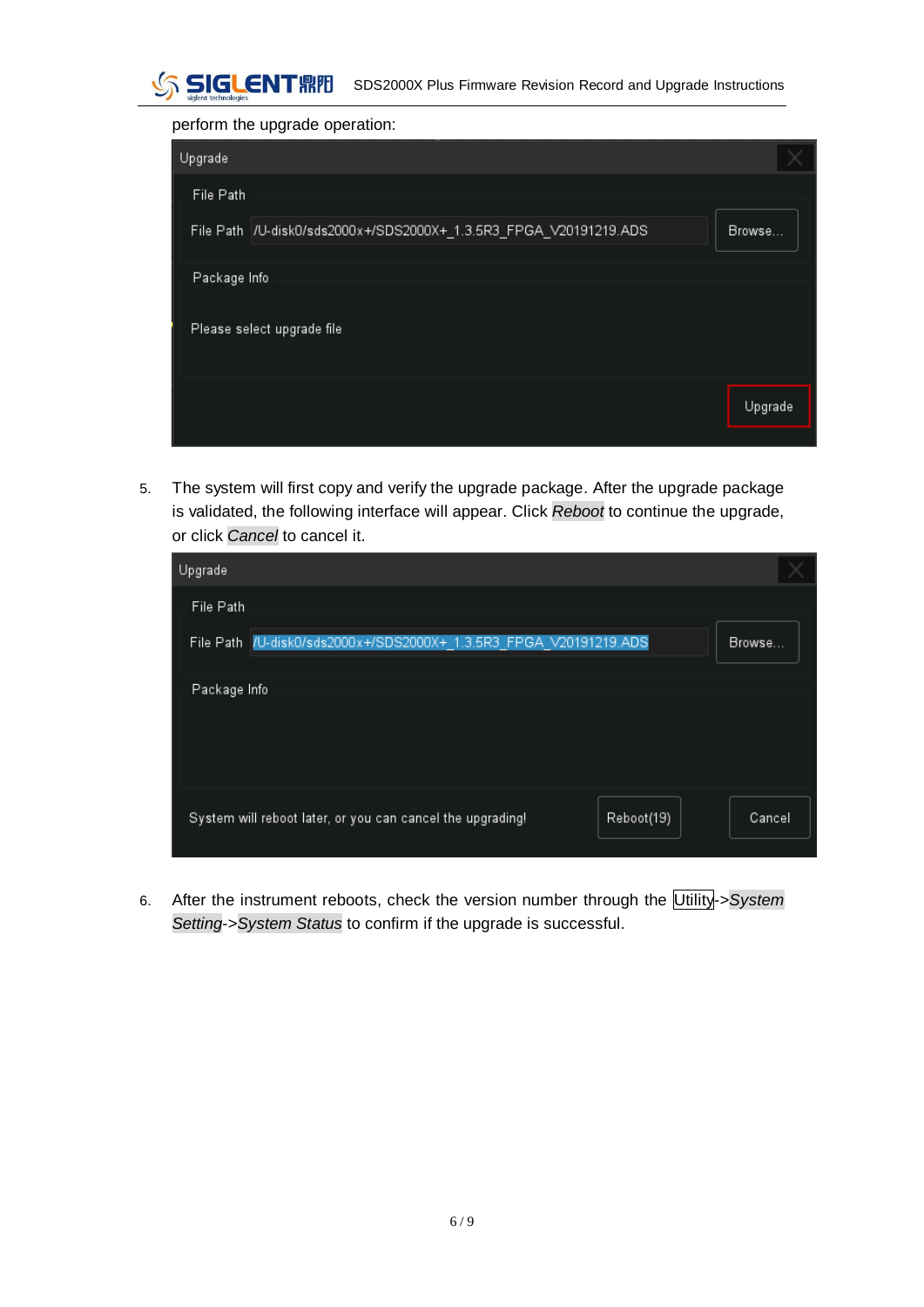perform the upgrade operation:

5. The system will first copy and verify the upgrade package. After the upgrade package is validated, the following interface will appear. Click *Reboot* to continue the upgrade, or click *Cancel* to cancel it.

6. After the instrument reboots, check the version number through the Utility->*System Setting*->*System Status* to confirm if the upgrade is successful.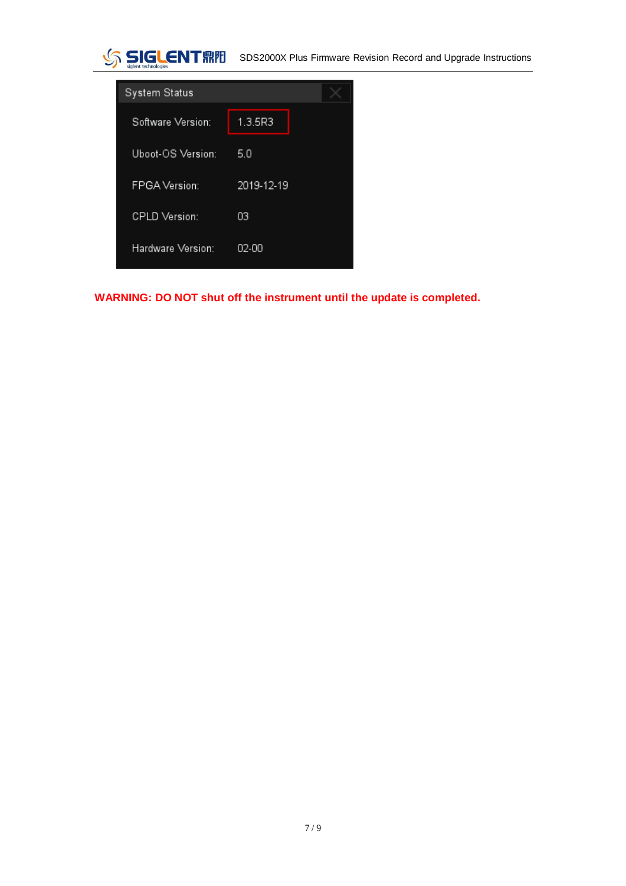| System Status | |
|---|---|
| Software Version: | 1.3.5R3 |
| Uboot-OS Version: | 5.0 |
| FPGA Version: | 2019-12-19 |
| CPLD Version: | 03 |
| Hardware Version: | 02-00 |

**WARNING: DO NOT shut off the instrument until the update is completed.**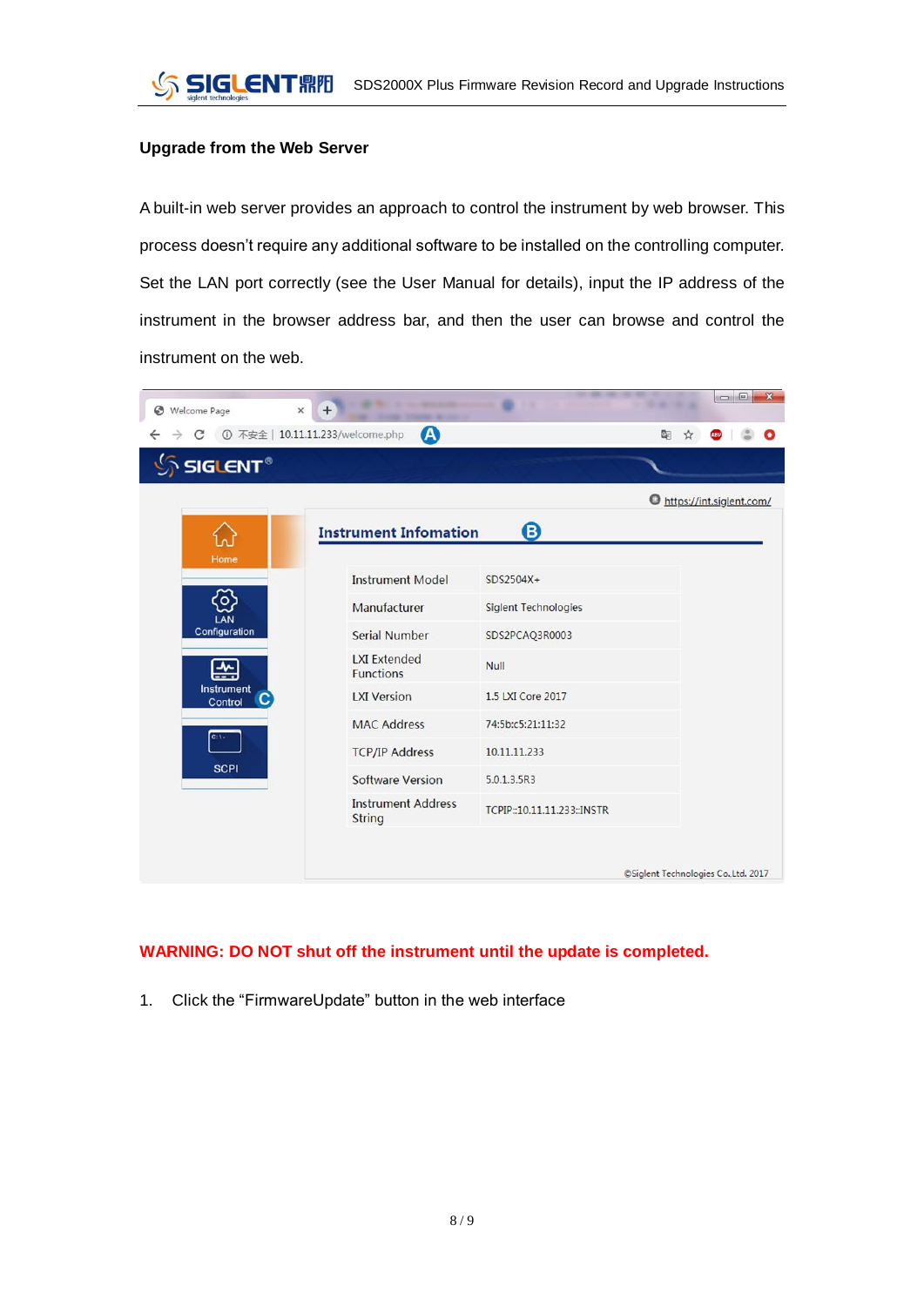**Upgrade from the Web Server**

A built-in web server provides an approach to control the instrument by web browser. This process doesn't require any additional software to be installed on the controlling computer. Set the LAN port correctly (see the User Manual for details), input the IP address of the instrument in the browser address bar, and then the user can browse and control the instrument on the web.

**WARNING: DO NOT shut off the instrument until the update is completed.**

1. Click the "FirmwareUpdate" button in the web interface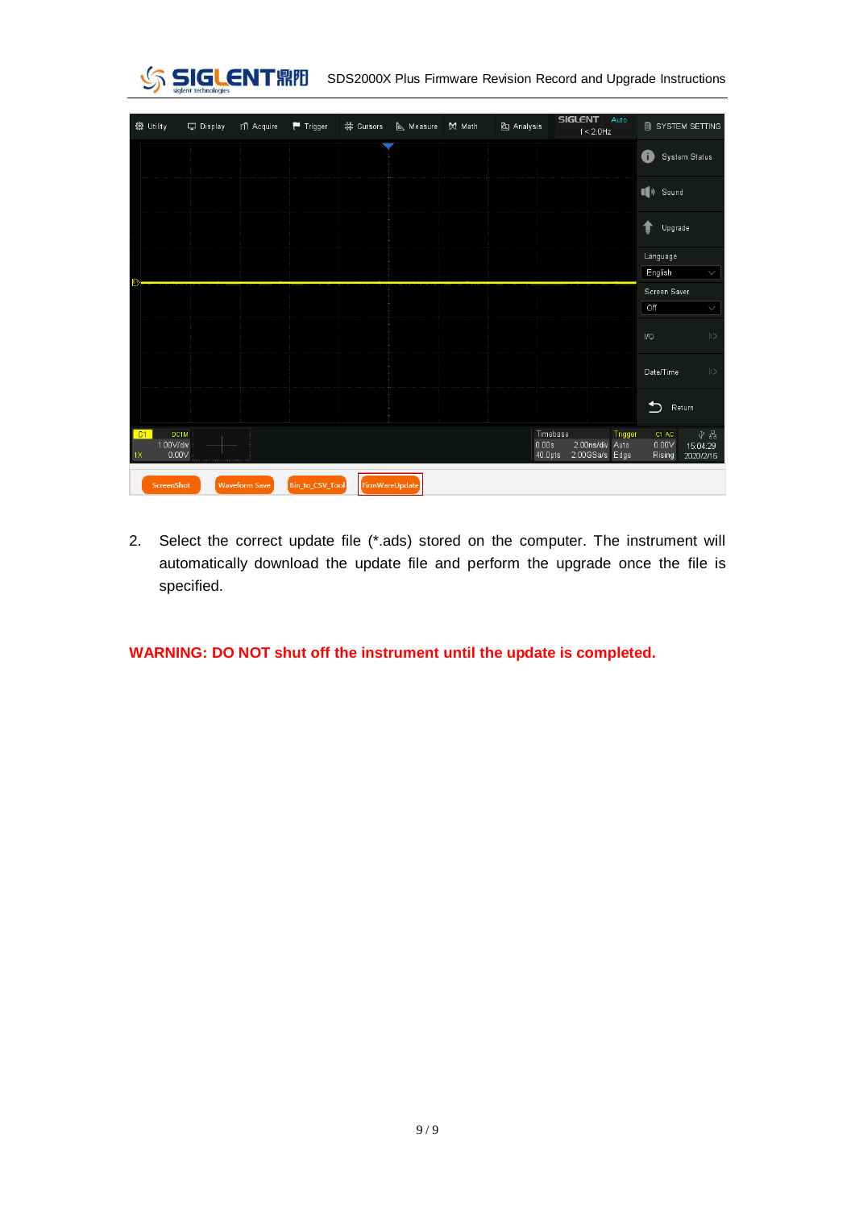2. Select the correct update file (*.ads) stored on the computer. The instrument will automatically download the update file and perform the upgrade once the file is specified.

**WARNING: DO NOT shut off the instrument until the update is completed.**